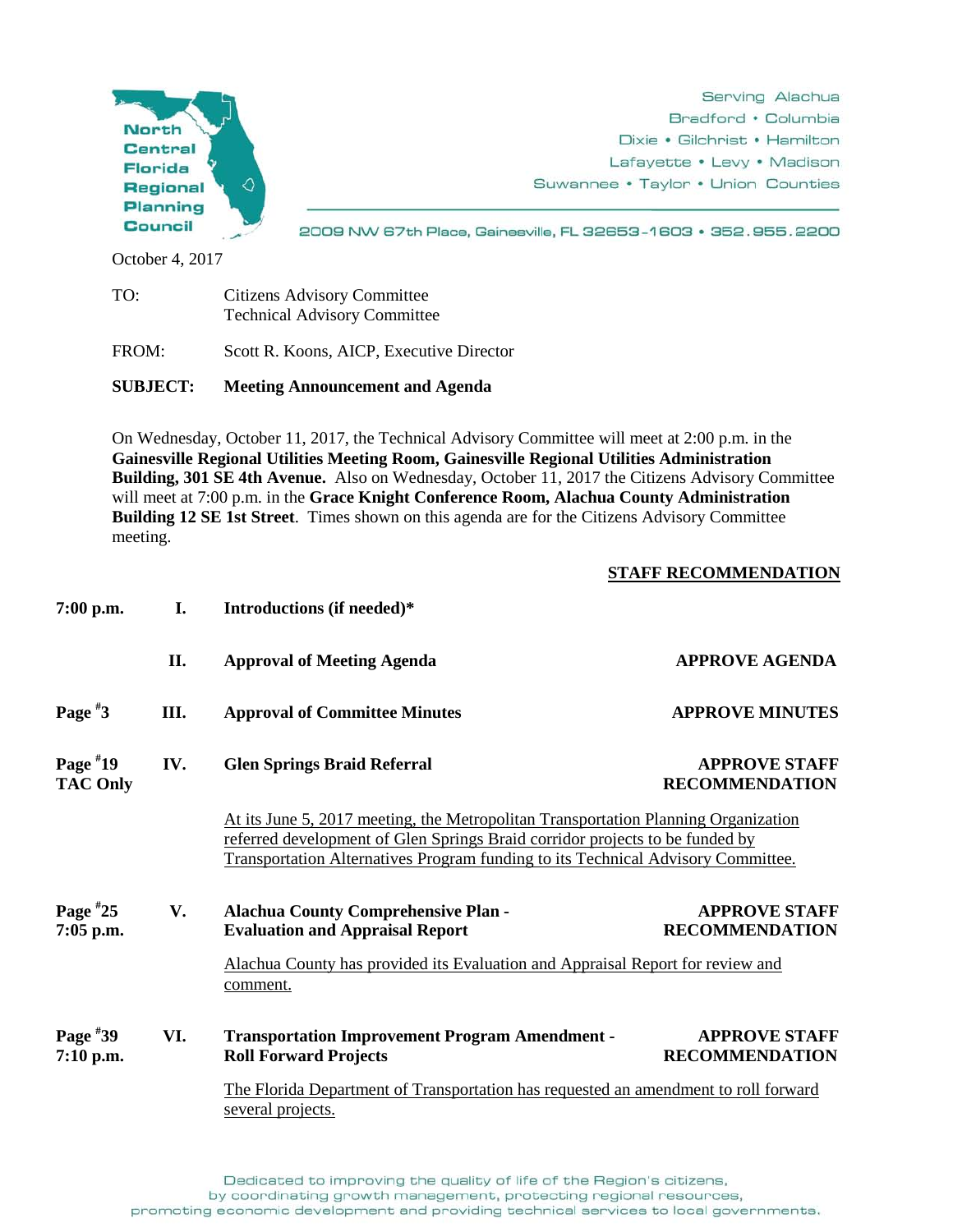North Central Florida Regional Planning Council

Serving Alachua
Bradford • Columbia
Dixie • Gilchrist • Hamilton
Lafayette • Levy • Madison
Suwannee • Taylor • Union Counties

2009 NW 67th Place, Gainesville, FL 32653-1603 • 352.955.2200

October 4, 2017

TO: Citizens Advisory Committee
Technical Advisory Committee

FROM: Scott R. Koons, AICP, Executive Director

**SUBJECT: Meeting Announcement and Agenda**

On Wednesday, October 11, 2017, the Technical Advisory Committee will meet at 2:00 p.m. in the **Gainesville Regional Utilities Meeting Room, Gainesville Regional Utilities Administration Building, 301 SE 4th Avenue.** Also on Wednesday, October 11, 2017 the Citizens Advisory Committee will meet at 7:00 p.m. in the **Grace Knight Conference Room, Alachua County Administration Building 12 SE 1st Street**. Times shown on this agenda are for the Citizens Advisory Committee meeting.

| | | | **STAFF RECOMMENDATION** |
|---|---|---|---|
| **7:00 p.m.** | **I.** | **Introductions (if needed)*** | |
| | **II.** | **Approval of Meeting Agenda** | **APPROVE AGENDA** |
| **Page #3** | **III.** | **Approval of Committee Minutes** | **APPROVE MINUTES** |
| **Page #19 TAC Only** | **IV.** | **Glen Springs Braid Referral**<br>At its June 5, 2017 meeting, the Metropolitan Transportation Planning Organization referred development of Glen Springs Braid corridor projects to be funded by Transportation Alternatives Program funding to its Technical Advisory Committee. | **APPROVE STAFF RECOMMENDATION** |
| **Page #25 7:05 p.m.** | **V.** | **Alachua County Comprehensive Plan - Evaluation and Appraisal Report**<br>Alachua County has provided its Evaluation and Appraisal Report for review and comment. | **APPROVE STAFF RECOMMENDATION** |
| **Page #39 7:10 p.m.** | **VI.** | **Transportation Improvement Program Amendment - Roll Forward Projects**<br>The Florida Department of Transportation has requested an amendment to roll forward several projects. | **APPROVE STAFF RECOMMENDATION** |

Dedicated to improving the quality of life of the Region's citizens, by coordinating growth management, protecting regional resources, promoting economic development and providing technical services to local governments.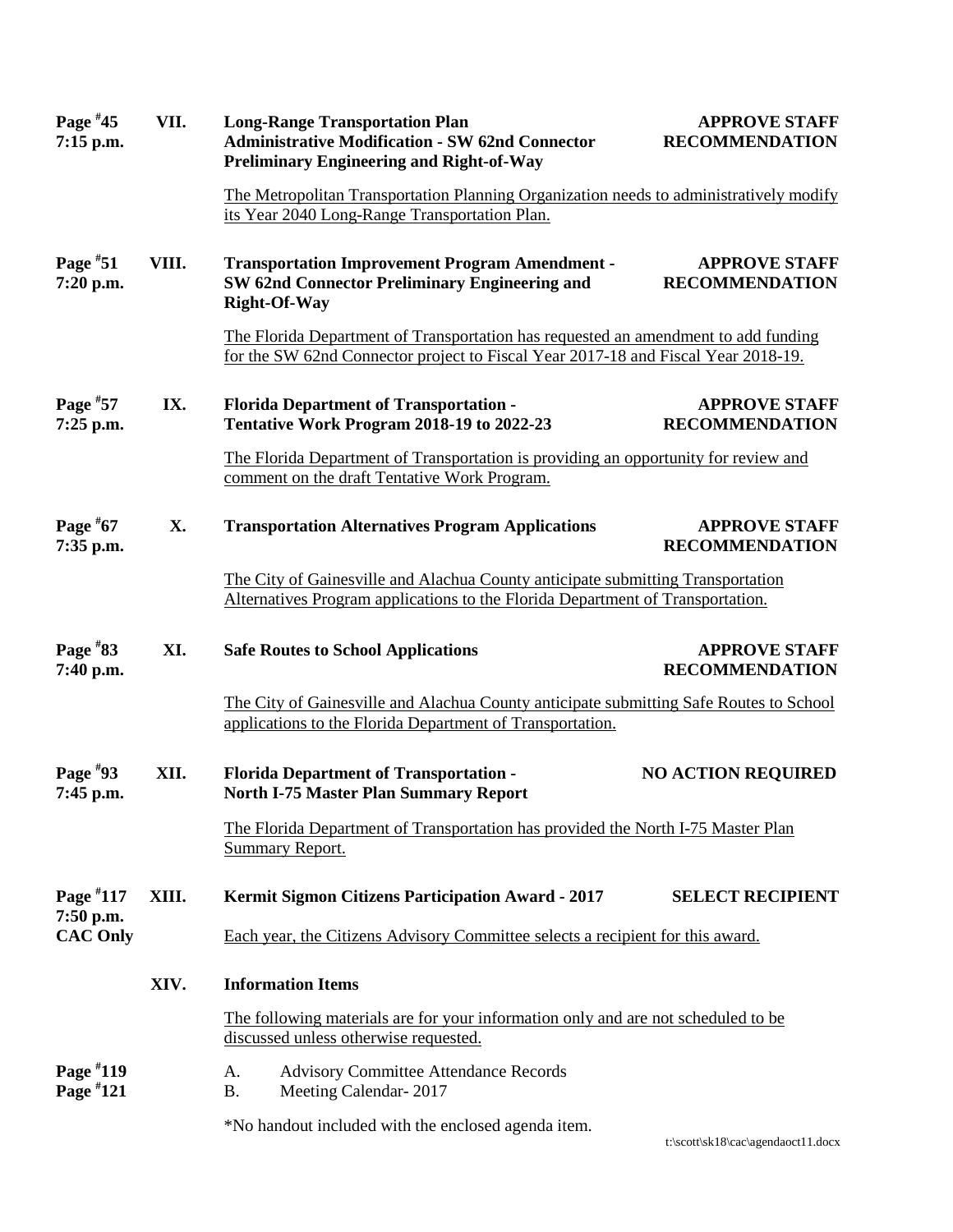**Page #45** **7:15 p.m.** **VII.** **Long-Range Transportation Plan Administrative Modification - SW 62nd Connector Preliminary Engineering and Right-of-Way** — **APPROVE STAFF RECOMMENDATION**

The Metropolitan Transportation Planning Organization needs to administratively modify its Year 2040 Long-Range Transportation Plan.

**Page #51** **7:20 p.m.** **VIII.** **Transportation Improvement Program Amendment - SW 62nd Connector Preliminary Engineering and Right-Of-Way** — **APPROVE STAFF RECOMMENDATION**

The Florida Department of Transportation has requested an amendment to add funding for the SW 62nd Connector project to Fiscal Year 2017-18 and Fiscal Year 2018-19.

**Page #57** **7:25 p.m.** **IX.** **Florida Department of Transportation - Tentative Work Program 2018-19 to 2022-23** — **APPROVE STAFF RECOMMENDATION**

The Florida Department of Transportation is providing an opportunity for review and comment on the draft Tentative Work Program.

**Page #67** **7:35 p.m.** **X.** **Transportation Alternatives Program Applications** — **APPROVE STAFF RECOMMENDATION**

The City of Gainesville and Alachua County anticipate submitting Transportation Alternatives Program applications to the Florida Department of Transportation.

**Page #83** **7:40 p.m.** **XI.** **Safe Routes to School Applications** — **APPROVE STAFF RECOMMENDATION**

The City of Gainesville and Alachua County anticipate submitting Safe Routes to School applications to the Florida Department of Transportation.

**Page #93** **7:45 p.m.** **XII.** **Florida Department of Transportation - North I-75 Master Plan Summary Report** — **NO ACTION REQUIRED**

The Florida Department of Transportation has provided the North I-75 Master Plan Summary Report.

**Page #117** **7:50 p.m.** **CAC Only** **XIII.** **Kermit Sigmon Citizens Participation Award - 2017** — **SELECT RECIPIENT**

Each year, the Citizens Advisory Committee selects a recipient for this award.

**XIV.** **Information Items**

The following materials are for your information only and are not scheduled to be discussed unless otherwise requested.

- **Page #119** A. Advisory Committee Attendance Records
- **Page #121** B. Meeting Calendar- 2017

*No handout included with the enclosed agenda item.

t:\scott\sk18\cac\agendaoct11.docx